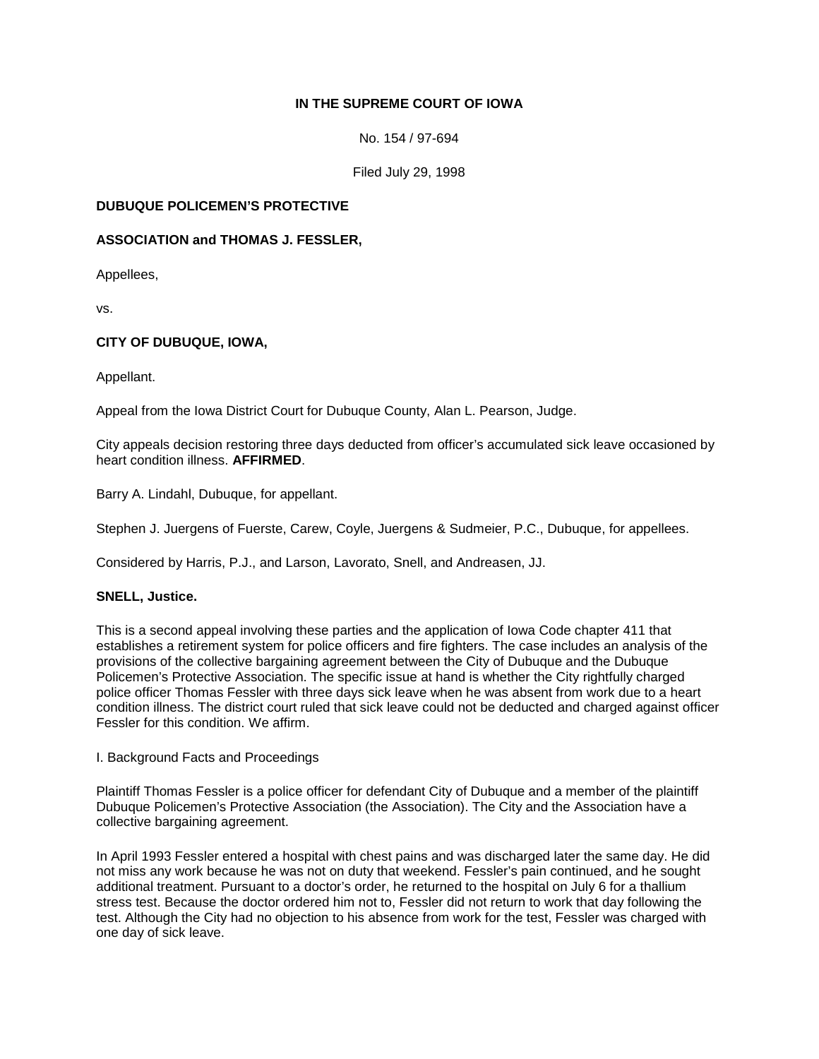**IN THE SUPREME COURT OF IOWA**

No. 154 / 97-694

Filed July 29, 1998

**DUBUQUE POLICEMEN'S PROTECTIVE**

**ASSOCIATION and THOMAS J. FESSLER,**

Appellees,

vs.

**CITY OF DUBUQUE, IOWA,**

Appellant.

Appeal from the Iowa District Court for Dubuque County, Alan L. Pearson, Judge.

City appeals decision restoring three days deducted from officer's accumulated sick leave occasioned by heart condition illness. **AFFIRMED**.

Barry A. Lindahl, Dubuque, for appellant.

Stephen J. Juergens of Fuerste, Carew, Coyle, Juergens & Sudmeier, P.C., Dubuque, for appellees.

Considered by Harris, P.J., and Larson, Lavorato, Snell, and Andreasen, JJ.

**SNELL, Justice.**

This is a second appeal involving these parties and the application of Iowa Code chapter 411 that establishes a retirement system for police officers and fire fighters. The case includes an analysis of the provisions of the collective bargaining agreement between the City of Dubuque and the Dubuque Policemen's Protective Association. The specific issue at hand is whether the City rightfully charged police officer Thomas Fessler with three days sick leave when he was absent from work due to a heart condition illness. The district court ruled that sick leave could not be deducted and charged against officer Fessler for this condition. We affirm.

I. Background Facts and Proceedings

Plaintiff Thomas Fessler is a police officer for defendant City of Dubuque and a member of the plaintiff Dubuque Policemen's Protective Association (the Association). The City and the Association have a collective bargaining agreement.

In April 1993 Fessler entered a hospital with chest pains and was discharged later the same day. He did not miss any work because he was not on duty that weekend. Fessler's pain continued, and he sought additional treatment. Pursuant to a doctor's order, he returned to the hospital on July 6 for a thallium stress test. Because the doctor ordered him not to, Fessler did not return to work that day following the test. Although the City had no objection to his absence from work for the test, Fessler was charged with one day of sick leave.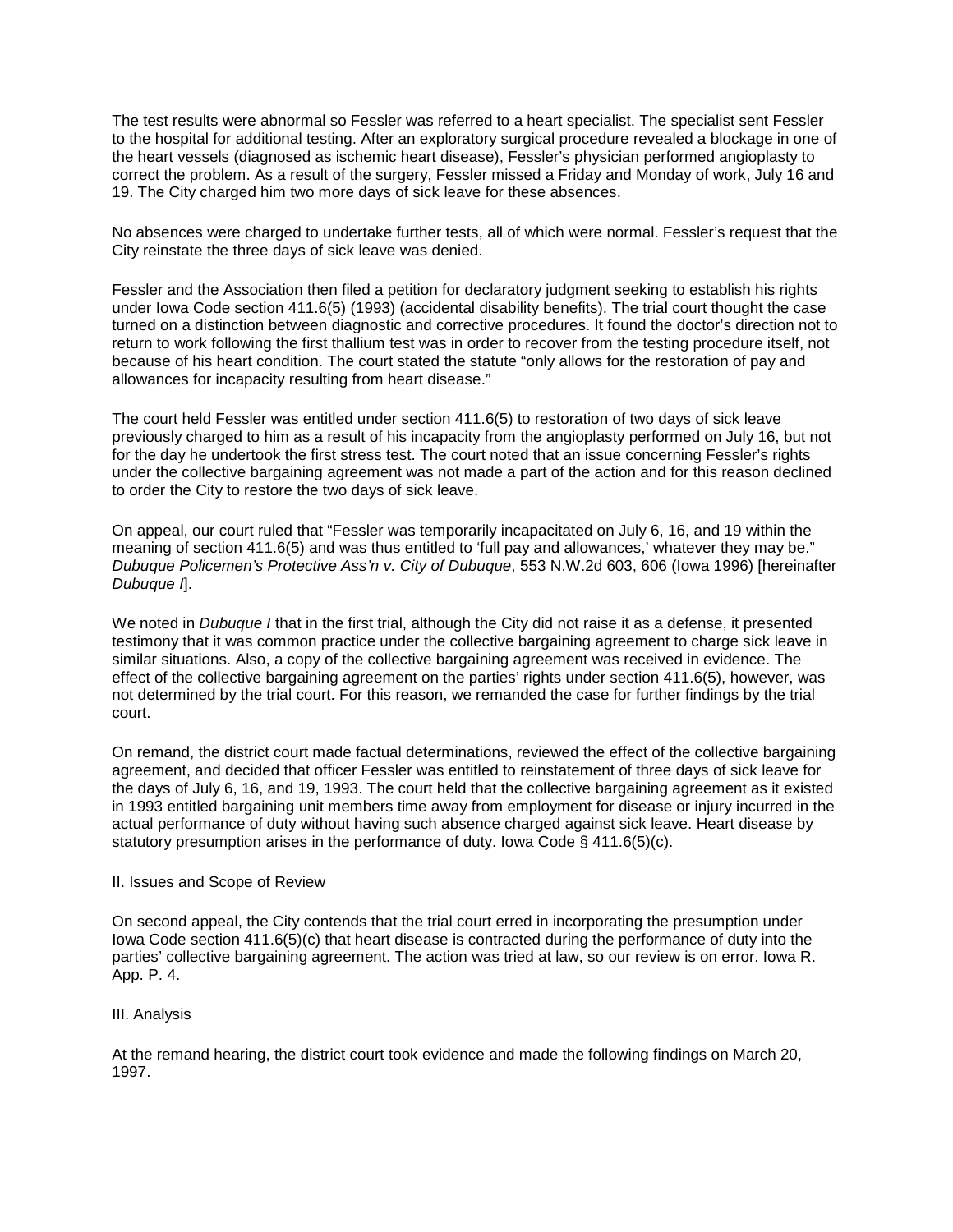The test results were abnormal so Fessler was referred to a heart specialist. The specialist sent Fessler to the hospital for additional testing. After an exploratory surgical procedure revealed a blockage in one of the heart vessels (diagnosed as ischemic heart disease), Fessler's physician performed angioplasty to correct the problem. As a result of the surgery, Fessler missed a Friday and Monday of work, July 16 and 19. The City charged him two more days of sick leave for these absences.

No absences were charged to undertake further tests, all of which were normal. Fessler's request that the City reinstate the three days of sick leave was denied.

Fessler and the Association then filed a petition for declaratory judgment seeking to establish his rights under Iowa Code section 411.6(5) (1993) (accidental disability benefits). The trial court thought the case turned on a distinction between diagnostic and corrective procedures. It found the doctor's direction not to return to work following the first thallium test was in order to recover from the testing procedure itself, not because of his heart condition. The court stated the statute "only allows for the restoration of pay and allowances for incapacity resulting from heart disease."

The court held Fessler was entitled under section 411.6(5) to restoration of two days of sick leave previously charged to him as a result of his incapacity from the angioplasty performed on July 16, but not for the day he undertook the first stress test. The court noted that an issue concerning Fessler's rights under the collective bargaining agreement was not made a part of the action and for this reason declined to order the City to restore the two days of sick leave.

On appeal, our court ruled that "Fessler was temporarily incapacitated on July 6, 16, and 19 within the meaning of section 411.6(5) and was thus entitled to 'full pay and allowances,' whatever they may be." *Dubuque Policemen's Protective Ass'n v. City of Dubuque*, 553 N.W.2d 603, 606 (Iowa 1996) [hereinafter *Dubuque I*].

We noted in *Dubuque I* that in the first trial, although the City did not raise it as a defense, it presented testimony that it was common practice under the collective bargaining agreement to charge sick leave in similar situations. Also, a copy of the collective bargaining agreement was received in evidence. The effect of the collective bargaining agreement on the parties' rights under section 411.6(5), however, was not determined by the trial court. For this reason, we remanded the case for further findings by the trial court.

On remand, the district court made factual determinations, reviewed the effect of the collective bargaining agreement, and decided that officer Fessler was entitled to reinstatement of three days of sick leave for the days of July 6, 16, and 19, 1993. The court held that the collective bargaining agreement as it existed in 1993 entitled bargaining unit members time away from employment for disease or injury incurred in the actual performance of duty without having such absence charged against sick leave. Heart disease by statutory presumption arises in the performance of duty. Iowa Code § 411.6(5)(c).

II. Issues and Scope of Review

On second appeal, the City contends that the trial court erred in incorporating the presumption under Iowa Code section 411.6(5)(c) that heart disease is contracted during the performance of duty into the parties' collective bargaining agreement. The action was tried at law, so our review is on error. Iowa R. App. P. 4.

III. Analysis

At the remand hearing, the district court took evidence and made the following findings on March 20, 1997.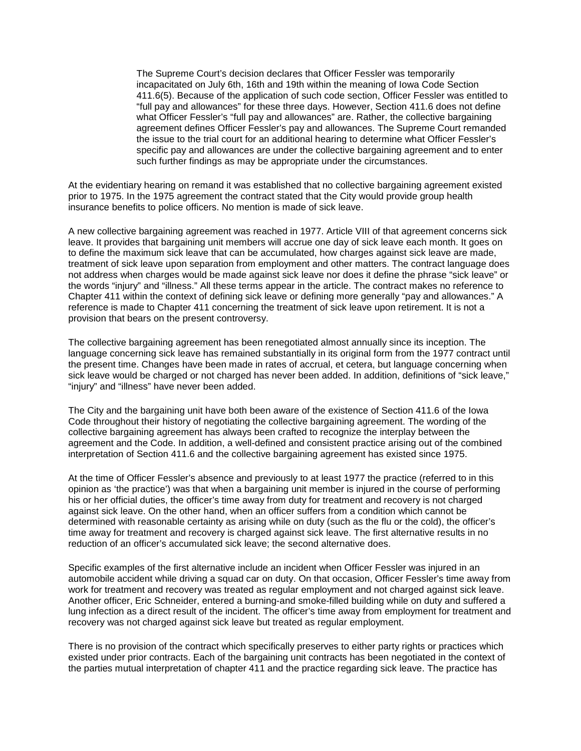> The Supreme Court's decision declares that Officer Fessler was temporarily incapacitated on July 6th, 16th and 19th within the meaning of Iowa Code Section 411.6(5). Because of the application of such code section, Officer Fessler was entitled to "full pay and allowances" for these three days. However, Section 411.6 does not define what Officer Fessler's "full pay and allowances" are. Rather, the collective bargaining agreement defines Officer Fessler's pay and allowances. The Supreme Court remanded the issue to the trial court for an additional hearing to determine what Officer Fessler's specific pay and allowances are under the collective bargaining agreement and to enter such further findings as may be appropriate under the circumstances.

At the evidentiary hearing on remand it was established that no collective bargaining agreement existed prior to 1975. In the 1975 agreement the contract stated that the City would provide group health insurance benefits to police officers. No mention is made of sick leave.

A new collective bargaining agreement was reached in 1977. Article VIII of that agreement concerns sick leave. It provides that bargaining unit members will accrue one day of sick leave each month. It goes on to define the maximum sick leave that can be accumulated, how charges against sick leave are made, treatment of sick leave upon separation from employment and other matters. The contract language does not address when charges would be made against sick leave nor does it define the phrase "sick leave" or the words "injury" and "illness." All these terms appear in the article. The contract makes no reference to Chapter 411 within the context of defining sick leave or defining more generally "pay and allowances." A reference is made to Chapter 411 concerning the treatment of sick leave upon retirement. It is not a provision that bears on the present controversy.

The collective bargaining agreement has been renegotiated almost annually since its inception. The language concerning sick leave has remained substantially in its original form from the 1977 contract until the present time. Changes have been made in rates of accrual, et cetera, but language concerning when sick leave would be charged or not charged has never been added. In addition, definitions of "sick leave," "injury" and "illness" have never been added.

The City and the bargaining unit have both been aware of the existence of Section 411.6 of the Iowa Code throughout their history of negotiating the collective bargaining agreement. The wording of the collective bargaining agreement has always been crafted to recognize the interplay between the agreement and the Code. In addition, a well-defined and consistent practice arising out of the combined interpretation of Section 411.6 and the collective bargaining agreement has existed since 1975.

At the time of Officer Fessler's absence and previously to at least 1977 the practice (referred to in this opinion as 'the practice') was that when a bargaining unit member is injured in the course of performing his or her official duties, the officer's time away from duty for treatment and recovery is not charged against sick leave. On the other hand, when an officer suffers from a condition which cannot be determined with reasonable certainty as arising while on duty (such as the flu or the cold), the officer's time away for treatment and recovery is charged against sick leave. The first alternative results in no reduction of an officer's accumulated sick leave; the second alternative does.

Specific examples of the first alternative include an incident when Officer Fessler was injured in an automobile accident while driving a squad car on duty. On that occasion, Officer Fessler's time away from work for treatment and recovery was treated as regular employment and not charged against sick leave. Another officer, Eric Schneider, entered a burning-and smoke-filled building while on duty and suffered a lung infection as a direct result of the incident. The officer's time away from employment for treatment and recovery was not charged against sick leave but treated as regular employment.

There is no provision of the contract which specifically preserves to either party rights or practices which existed under prior contracts. Each of the bargaining unit contracts has been negotiated in the context of the parties mutual interpretation of chapter 411 and the practice regarding sick leave. The practice has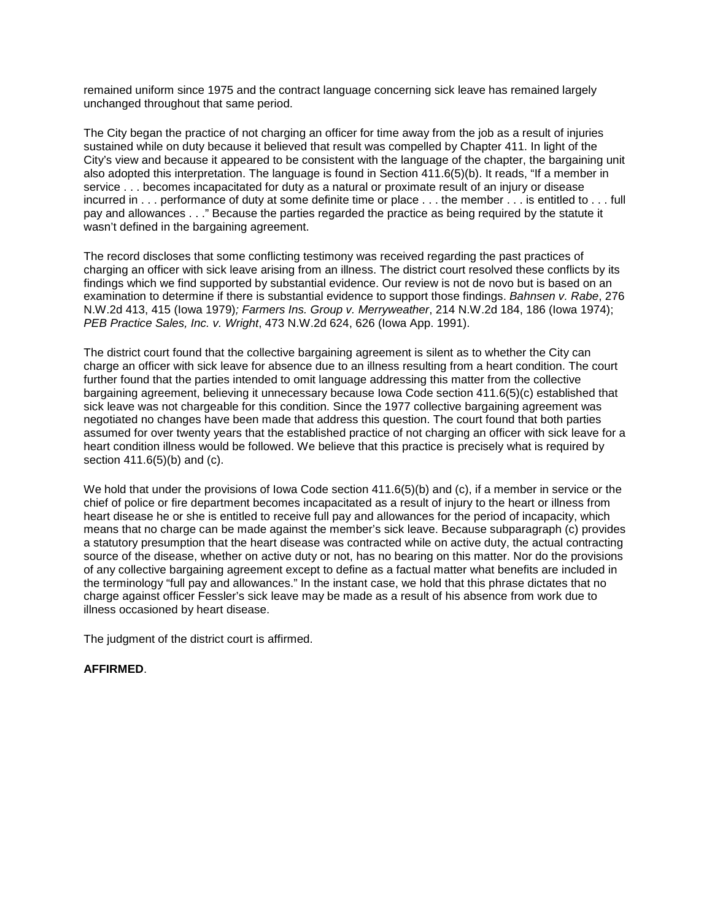remained uniform since 1975 and the contract language concerning sick leave has remained largely unchanged throughout that same period.

The City began the practice of not charging an officer for time away from the job as a result of injuries sustained while on duty because it believed that result was compelled by Chapter 411. In light of the City's view and because it appeared to be consistent with the language of the chapter, the bargaining unit also adopted this interpretation. The language is found in Section 411.6(5)(b). It reads, "If a member in service . . . becomes incapacitated for duty as a natural or proximate result of an injury or disease incurred in . . . performance of duty at some definite time or place . . . the member . . . is entitled to . . . full pay and allowances . . ." Because the parties regarded the practice as being required by the statute it wasn't defined in the bargaining agreement.

The record discloses that some conflicting testimony was received regarding the past practices of charging an officer with sick leave arising from an illness. The district court resolved these conflicts by its findings which we find supported by substantial evidence. Our review is not de novo but is based on an examination to determine if there is substantial evidence to support those findings. *Bahnsen v. Rabe*, 276 N.W.2d 413, 415 (Iowa 1979)*; Farmers Ins. Group v. Merryweather*, 214 N.W.2d 184, 186 (Iowa 1974); *PEB Practice Sales, Inc. v. Wright*, 473 N.W.2d 624, 626 (Iowa App. 1991).

The district court found that the collective bargaining agreement is silent as to whether the City can charge an officer with sick leave for absence due to an illness resulting from a heart condition. The court further found that the parties intended to omit language addressing this matter from the collective bargaining agreement, believing it unnecessary because Iowa Code section 411.6(5)(c) established that sick leave was not chargeable for this condition. Since the 1977 collective bargaining agreement was negotiated no changes have been made that address this question. The court found that both parties assumed for over twenty years that the established practice of not charging an officer with sick leave for a heart condition illness would be followed. We believe that this practice is precisely what is required by section 411.6(5)(b) and (c).

We hold that under the provisions of Iowa Code section 411.6(5)(b) and (c), if a member in service or the chief of police or fire department becomes incapacitated as a result of injury to the heart or illness from heart disease he or she is entitled to receive full pay and allowances for the period of incapacity, which means that no charge can be made against the member's sick leave. Because subparagraph (c) provides a statutory presumption that the heart disease was contracted while on active duty, the actual contracting source of the disease, whether on active duty or not, has no bearing on this matter. Nor do the provisions of any collective bargaining agreement except to define as a factual matter what benefits are included in the terminology "full pay and allowances." In the instant case, we hold that this phrase dictates that no charge against officer Fessler's sick leave may be made as a result of his absence from work due to illness occasioned by heart disease.

The judgment of the district court is affirmed.

**AFFIRMED**.